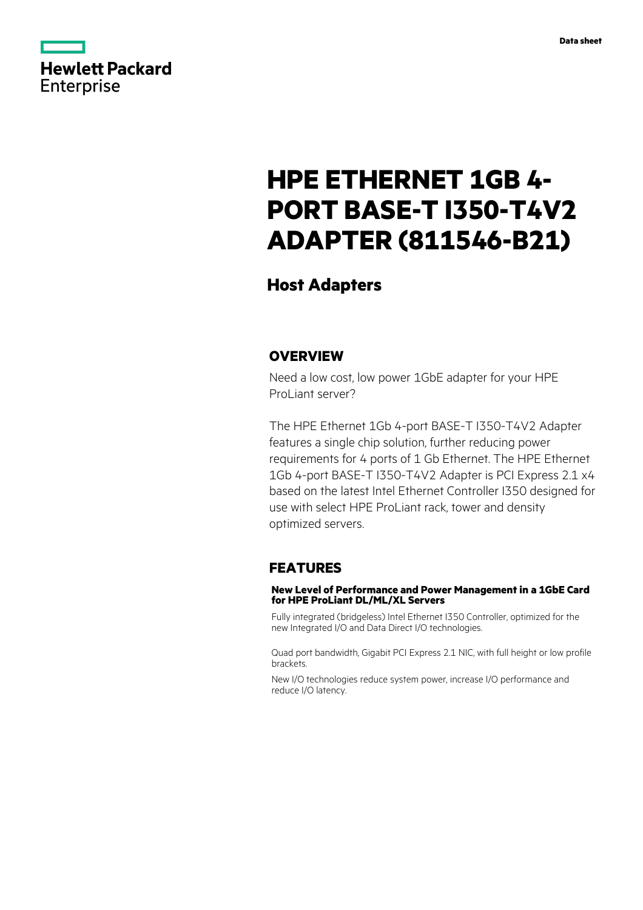Data sheet

Hewlett Packard Enterprise

# HPE ETHERNET 1GB 4-PORT BASE-T I350-T4V2 ADAPTER (811546-B21)

## Host Adapters

## OVERVIEW

Need a low cost, low power 1GbE adapter for your HPE ProLiant server?

The HPE Ethernet 1Gb 4-port BASE-T I350-T4V2 Adapter features a single chip solution, further reducing power requirements for 4 ports of 1 Gb Ethernet. The HPE Ethernet 1Gb 4-port BASE-T I350-T4V2 Adapter is PCI Express 2.1 x4 based on the latest Intel Ethernet Controller I350 designed for use with select HPE ProLiant rack, tower and density optimized servers.

## FEATURES

### New Level of Performance and Power Management in a 1GbE Card for HPE ProLiant DL/ML/XL Servers

Fully integrated (bridgeless) Intel Ethernet I350 Controller, optimized for the new Integrated I/O and Data Direct I/O technologies.

Quad port bandwidth, Gigabit PCI Express 2.1 NIC, with full height or low profile brackets.

New I/O technologies reduce system power, increase I/O performance and reduce I/O latency.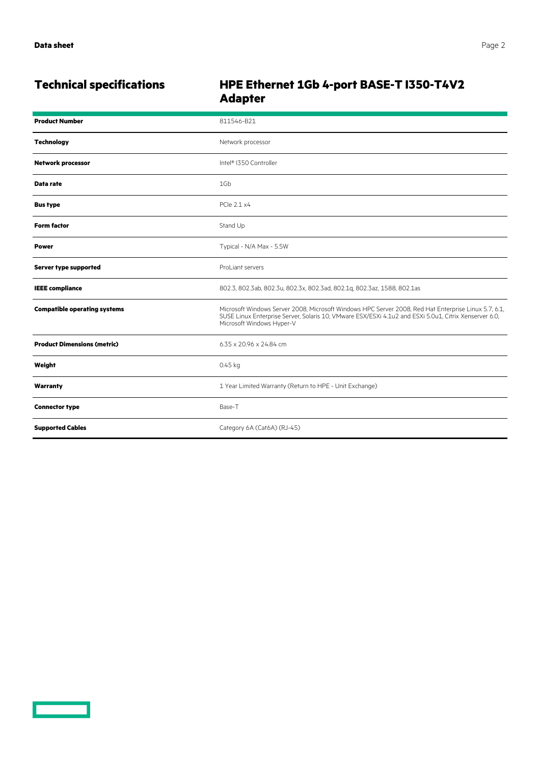## Technical specifications

## HPE Ethernet 1Gb 4-port BASE-T I350-T4V2 Adapter

| | |
|---|---|
| **Product Number** | 811546-B21 |
| **Technology** | Network processor |
| **Network processor** | Intel® I350 Controller |
| **Data rate** | 1Gb |
| **Bus type** | PCIe 2.1 x4 |
| **Form factor** | Stand Up |
| **Power** | Typical - N/A Max - 5.5W |
| **Server type supported** | ProLiant servers |
| **IEEE compliance** | 802.3, 802.3ab, 802.3u, 802.3x, 802.3ad, 802.1q, 802.3az, 1588, 802.1as |
| **Compatible operating systems** | Microsoft Windows Server 2008, Microsoft Windows HPC Server 2008, Red Hat Enterprise Linux 5.7, 6.1, SUSE Linux Enterprise Server, Solaris 10, VMware ESX/ESXi 4.1u2 and ESXi 5.0u1, Citrix Xenserver 6.0, Microsoft Windows Hyper-V |
| **Product Dimensions (metric)** | 6.35 x 20.96 x 24.84 cm |
| **Weight** | 0.45 kg |
| **Warranty** | 1 Year Limited Warranty (Return to HPE - Unit Exchange) |
| **Connector type** | Base-T |
| **Supported Cables** | Category 6A (Cat6A) (RJ-45) |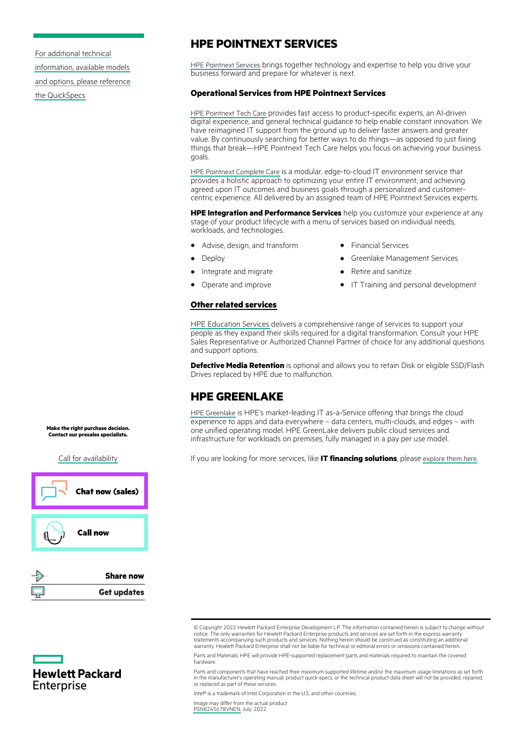For additional technical information, available models and options, please reference the QuickSpecs

# HPE POINTNEXT SERVICES

HPE Pointnext Services brings together technology and expertise to help you drive your business forward and prepare for whatever is next.

### Operational Services from HPE Pointnext Services

HPE Pointnext Tech Care provides fast access to product-specific experts, an AI-driven digital experience, and general technical guidance to help enable constant innovation. We have reimagined IT support from the ground up to deliver faster answers and greater value. By continuously searching for better ways to do things—as opposed to just fixing things that break—HPE Pointnext Tech Care helps you focus on achieving your business goals.

HPE Pointnext Complete Care is a modular, edge-to-cloud IT environment service that provides a holistic approach to optimizing your entire IT environment, and achieving agreed upon IT outcomes and business goals through a personalized and customer-centric experience. All delivered by an assigned team of HPE Pointnext Services experts.

**HPE Integration and Performance Services** help you customize your experience at any stage of your product lifecycle with a menu of services based on individual needs, workloads, and technologies.

- Advise, design, and transform
- Deploy
- Integrate and migrate
- Operate and improve
- Financial Services
- Greenlake Management Services
- Retire and sanitize
- IT Training and personal development

### Other related services

HPE Education Services delivers a comprehensive range of services to support your people as they expand their skills required for a digital transformation. Consult your HPE Sales Representative or Authorized Channel Partner of choice for any additional questions and support options.

**Defective Media Retention** is optional and allows you to retain Disk or eligible SSD/Flash Drives replaced by HPE due to malfunction.

# HPE GREENLAKE

HPE Greenlake is HPE's market-leading IT as-a-Service offering that brings the cloud experience to apps and data everywhere – data centers, multi-clouds, and edges – with one unified operating model. HPE GreenLake delivers public cloud services and infrastructure for workloads on premises, fully managed in a pay per use model.

If you are looking for more services, like **IT financing solutions**, please explore them here.

**Make the right purchase decision. Contact our presales specialists.**

Call for availability

Chat now (sales)

Call now

Share now

Get updates

© Copyright 2022 Hewlett Packard Enterprise Development LP. The information contained herein is subject to change without notice. The only warranties for Hewlett Packard Enterprise products and services are set forth in the express warranty statements accompanying such products and services. Nothing herein should be construed as constituting an additional warranty. Hewlett Packard Enterprise shall not be liable for technical or editorial errors or omissions contained herein.

Parts and Materials: HPE will provide HPE-supported replacement parts and materials required to maintain the covered hardware.

Parts and components that have reached their maximum supported lifetime and/or the maximum usage limitations as set forth in the manufacturer's operating manual, product quick-specs, or the technical product data sheet will not be provided, repaired, or replaced as part of these services.

Intel® is a trademark of Intel Corporation in the U.S. and other countries.

Image may differ from the actual product

PSN8245678VNEN, July, 2022.

Hewlett Packard Enterprise